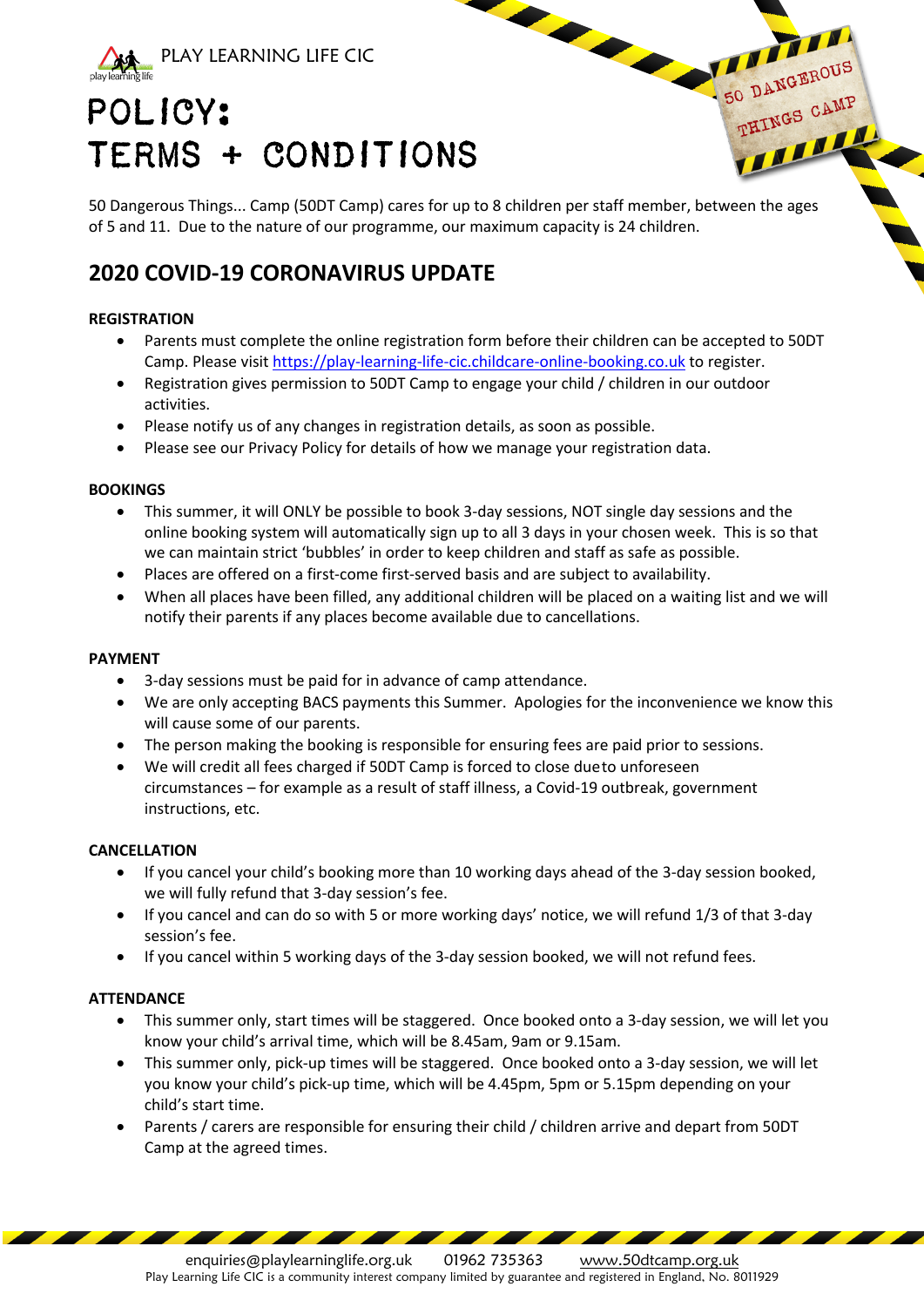PLAY LEARNING LIFE CIC

# POLICY:
# TERMS + CONDITIONS

50 DANGEROUS THINGS CAMP

50 Dangerous Things... Camp (50DT Camp) cares for up to 8 children per staff member, between the ages of 5 and 11. Due to the nature of our programme, our maximum capacity is 24 children.

## 2020 COVID-19 CORONAVIRUS UPDATE

**REGISTRATION**

- Parents must complete the online registration form before their children can be accepted to 50DT Camp. Please visit https://play-learning-life-cic.childcare-online-booking.co.uk to register.
- Registration gives permission to 50DT Camp to engage your child / children in our outdoor activities.
- Please notify us of any changes in registration details, as soon as possible.
- Please see our Privacy Policy for details of how we manage your registration data.

**BOOKINGS**

- This summer, it will ONLY be possible to book 3-day sessions, NOT single day sessions and the online booking system will automatically sign up to all 3 days in your chosen week. This is so that we can maintain strict 'bubbles' in order to keep children and staff as safe as possible.
- Places are offered on a first-come first-served basis and are subject to availability.
- When all places have been filled, any additional children will be placed on a waiting list and we will notify their parents if any places become available due to cancellations.

**PAYMENT**

- 3-day sessions must be paid for in advance of camp attendance.
- We are only accepting BACS payments this Summer. Apologies for the inconvenience we know this will cause some of our parents.
- The person making the booking is responsible for ensuring fees are paid prior to sessions.
- We will credit all fees charged if 50DT Camp is forced to close dueto unforeseen circumstances – for example as a result of staff illness, a Covid-19 outbreak, government instructions, etc.

**CANCELLATION**

- If you cancel your child's booking more than 10 working days ahead of the 3-day session booked, we will fully refund that 3-day session's fee.
- If you cancel and can do so with 5 or more working days' notice, we will refund 1/3 of that 3-day session's fee.
- If you cancel within 5 working days of the 3-day session booked, we will not refund fees.

**ATTENDANCE**

- This summer only, start times will be staggered. Once booked onto a 3-day session, we will let you know your child's arrival time, which will be 8.45am, 9am or 9.15am.
- This summer only, pick-up times will be staggered. Once booked onto a 3-day session, we will let you know your child's pick-up time, which will be 4.45pm, 5pm or 5.15pm depending on your child's start time.
- Parents / carers are responsible for ensuring their child / children arrive and depart from 50DT Camp at the agreed times.

enquiries@playlearninglife.org.uk 01962 735363 www.50dtcamp.org.uk
Play Learning Life CIC is a community interest company limited by guarantee and registered in England, No. 8011929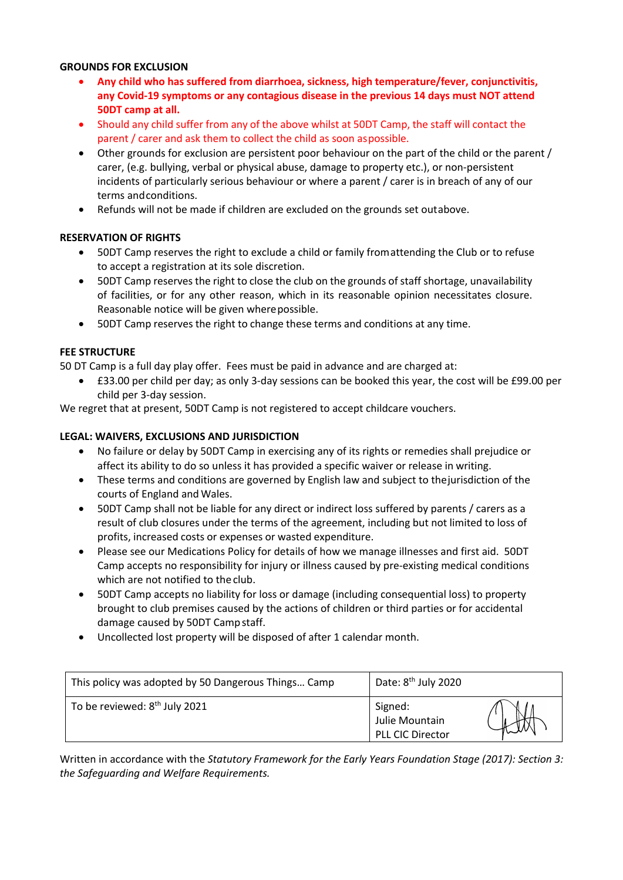**GROUNDS FOR EXCLUSION**

- **Any child who has suffered from diarrhoea, sickness, high temperature/fever, conjunctivitis, any Covid-19 symptoms or any contagious disease in the previous 14 days must NOT attend 50DT camp at all.**
- Should any child suffer from any of the above whilst at 50DT Camp, the staff will contact the parent / carer and ask them to collect the child as soon as possible.
- Other grounds for exclusion are persistent poor behaviour on the part of the child or the parent / carer, (e.g. bullying, verbal or physical abuse, damage to property etc.), or non-persistent incidents of particularly serious behaviour or where a parent / carer is in breach of any of our terms and conditions.
- Refunds will not be made if children are excluded on the grounds set out above.

**RESERVATION OF RIGHTS**

- 50DT Camp reserves the right to exclude a child or family from attending the Club or to refuse to accept a registration at its sole discretion.
- 50DT Camp reserves the right to close the club on the grounds of staff shortage, unavailability of facilities, or for any other reason, which in its reasonable opinion necessitates closure. Reasonable notice will be given where possible.
- 50DT Camp reserves the right to change these terms and conditions at any time.

**FEE STRUCTURE**

50 DT Camp is a full day play offer. Fees must be paid in advance and are charged at:

- £33.00 per child per day; as only 3-day sessions can be booked this year, the cost will be £99.00 per child per 3-day session.

We regret that at present, 50DT Camp is not registered to accept childcare vouchers.

**LEGAL: WAIVERS, EXCLUSIONS AND JURISDICTION**

- No failure or delay by 50DT Camp in exercising any of its rights or remedies shall prejudice or affect its ability to do so unless it has provided a specific waiver or release in writing.
- These terms and conditions are governed by English law and subject to the jurisdiction of the courts of England and Wales.
- 50DT Camp shall not be liable for any direct or indirect loss suffered by parents / carers as a result of club closures under the terms of the agreement, including but not limited to loss of profits, increased costs or expenses or wasted expenditure.
- Please see our Medications Policy for details of how we manage illnesses and first aid. 50DT Camp accepts no responsibility for injury or illness caused by pre-existing medical conditions which are not notified to the club.
- 50DT Camp accepts no liability for loss or damage (including consequential loss) to property brought to club premises caused by the actions of children or third parties or for accidental damage caused by 50DT Camp staff.
- Uncollected lost property will be disposed of after 1 calendar month.

| | |
|---|---|
| This policy was adopted by 50 Dangerous Things… Camp | Date: 8th July 2020 |
| To be reviewed: 8th July 2021 | Signed:<br>Julie Mountain<br>PLL CIC Director |

Written in accordance with the *Statutory Framework for the Early Years Foundation Stage (2017): Section 3: the Safeguarding and Welfare Requirements.*